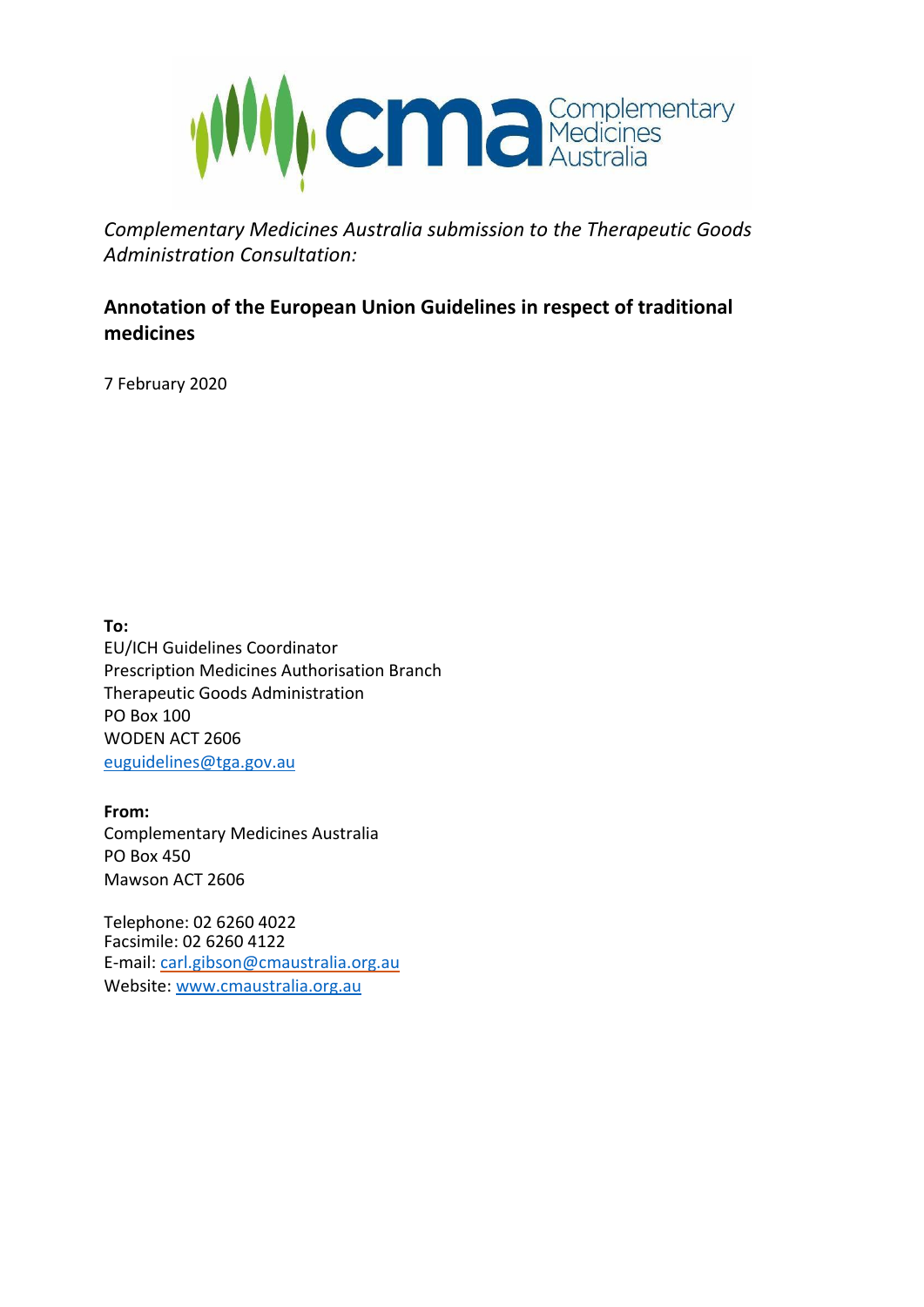*Complementary Medicines Australia submission to the Therapeutic Goods Administration Consultation:*

## Annotation of the European Union Guidelines in respect of traditional medicines

7 February 2020

**To:**
EU/ICH Guidelines Coordinator
Prescription Medicines Authorisation Branch
Therapeutic Goods Administration
PO Box 100
WODEN ACT 2606
euguidelines@tga.gov.au

**From:**
Complementary Medicines Australia
PO Box 450
Mawson ACT 2606

Telephone: 02 6260 4022
Facsimile: 02 6260 4122
E-mail: carl.gibson@cmaustralia.org.au
Website: www.cmaustralia.org.au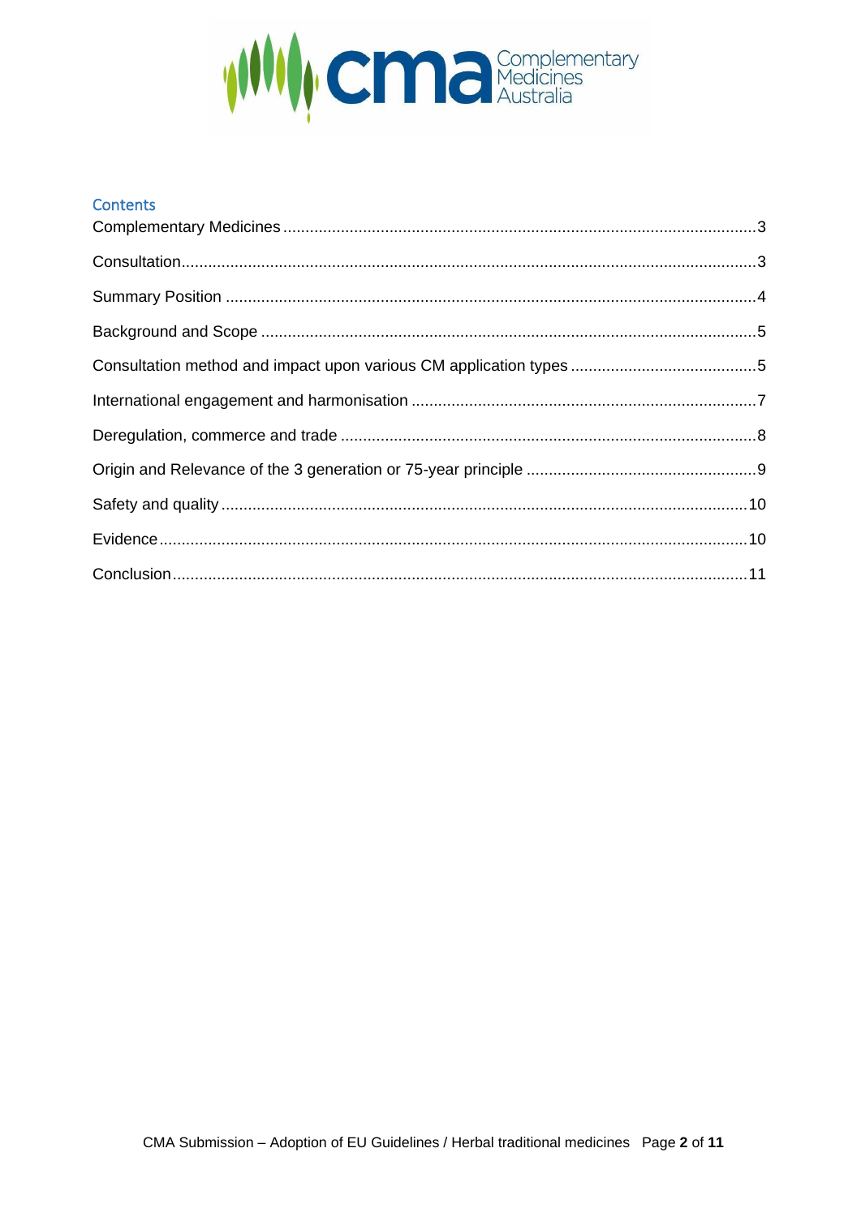## Contents

Complementary Medicines ....................................................................................................... 3

Consultation ............................................................................................................................. 3

Summary Position ..................................................................................................................... 4

Background and Scope ............................................................................................................. 5

Consultation method and impact upon various CM application types ..................................... 5

International engagement and harmonisation ......................................................................... 7

Deregulation, commerce and trade .......................................................................................... 8

Origin and Relevance of the 3 generation or 75-year principle ................................................ 9

Safety and quality .................................................................................................................... 10

Evidence .................................................................................................................................. 10

Conclusion ............................................................................................................................... 11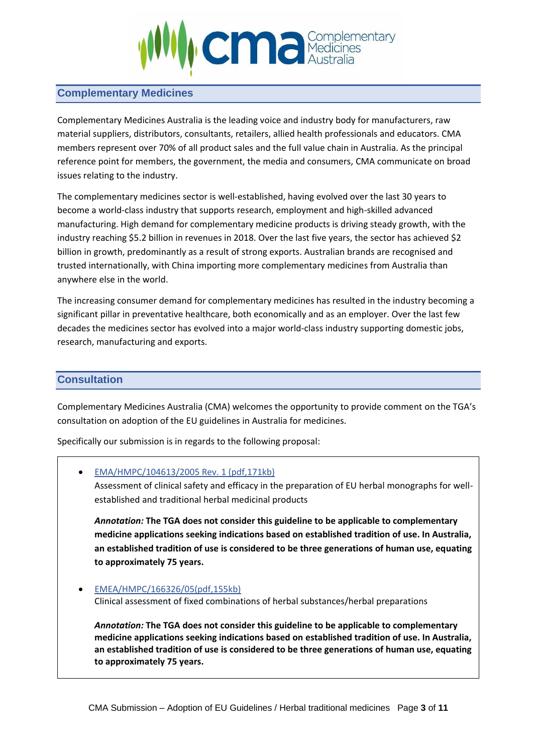## Complementary Medicines

Complementary Medicines Australia is the leading voice and industry body for manufacturers, raw material suppliers, distributors, consultants, retailers, allied health professionals and educators. CMA members represent over 70% of all product sales and the full value chain in Australia. As the principal reference point for members, the government, the media and consumers, CMA communicate on broad issues relating to the industry.

The complementary medicines sector is well-established, having evolved over the last 30 years to become a world-class industry that supports research, employment and high-skilled advanced manufacturing. High demand for complementary medicine products is driving steady growth, with the industry reaching $5.2 billion in revenues in 2018. Over the last five years, the sector has achieved $2 billion in growth, predominantly as a result of strong exports. Australian brands are recognised and trusted internationally, with China importing more complementary medicines from Australia than anywhere else in the world.

The increasing consumer demand for complementary medicines has resulted in the industry becoming a significant pillar in preventative healthcare, both economically and as an employer. Over the last few decades the medicines sector has evolved into a major world-class industry supporting domestic jobs, research, manufacturing and exports.

## Consultation

Complementary Medicines Australia (CMA) welcomes the opportunity to provide comment on the TGA's consultation on adoption of the EU guidelines in Australia for medicines.

Specifically our submission is in regards to the following proposal:

- EMA/HMPC/104613/2005 Rev. 1 (pdf,171kb)
  Assessment of clinical safety and efficacy in the preparation of EU herbal monographs for well-established and traditional herbal medicinal products

  ***Annotation:* The TGA does not consider this guideline to be applicable to complementary medicine applications seeking indications based on established tradition of use. In Australia, an established tradition of use is considered to be three generations of human use, equating to approximately 75 years.**

- EMEA/HMPC/166326/05(pdf,155kb)
  Clinical assessment of fixed combinations of herbal substances/herbal preparations

  ***Annotation:* The TGA does not consider this guideline to be applicable to complementary medicine applications seeking indications based on established tradition of use. In Australia, an established tradition of use is considered to be three generations of human use, equating to approximately 75 years.**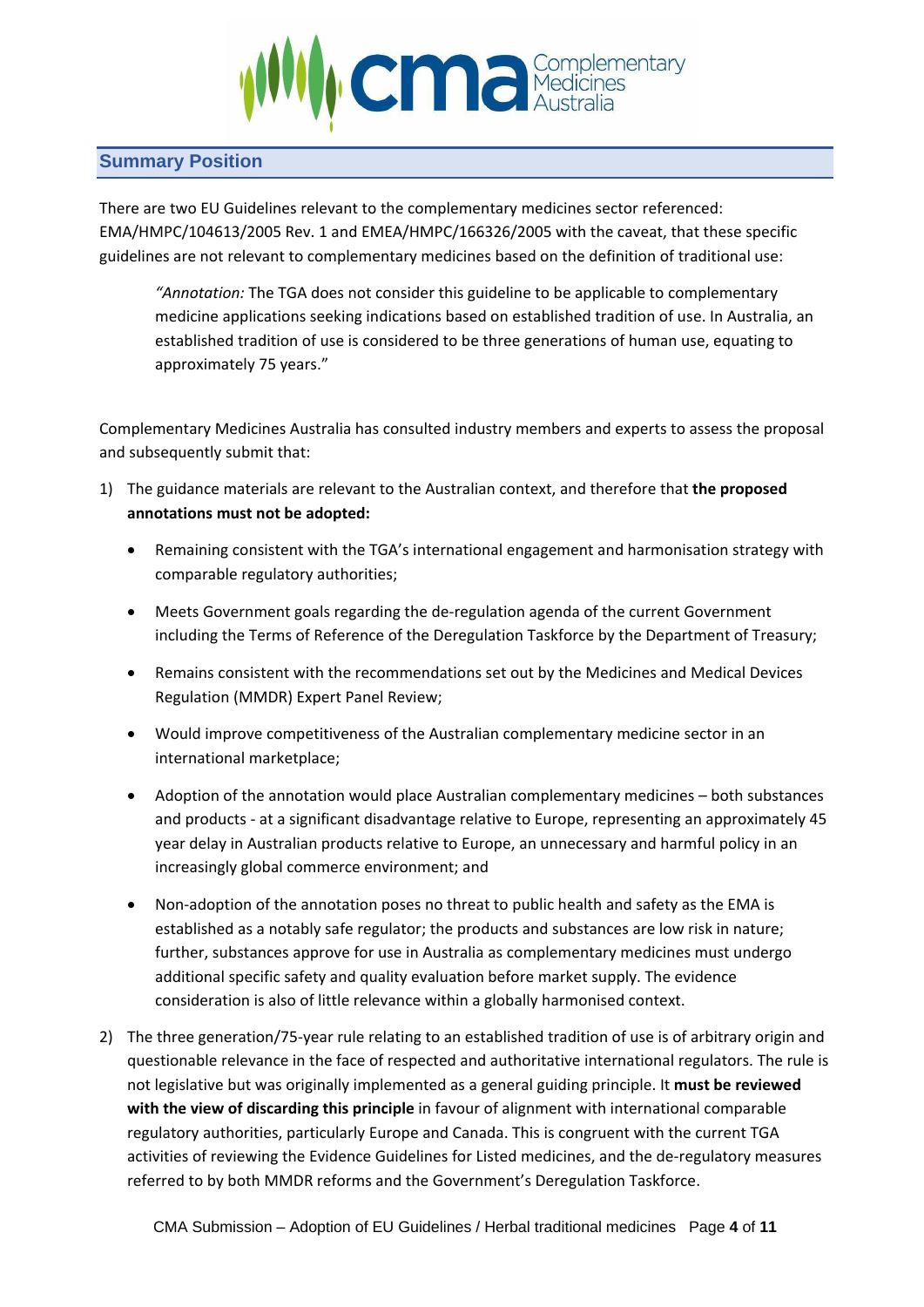## Summary Position

There are two EU Guidelines relevant to the complementary medicines sector referenced: EMA/HMPC/104613/2005 Rev. 1 and EMEA/HMPC/166326/2005 with the caveat, that these specific guidelines are not relevant to complementary medicines based on the definition of traditional use:

> *"Annotation:* The TGA does not consider this guideline to be applicable to complementary medicine applications seeking indications based on established tradition of use. In Australia, an established tradition of use is considered to be three generations of human use, equating to approximately 75 years."

Complementary Medicines Australia has consulted industry members and experts to assess the proposal and subsequently submit that:

1) The guidance materials are relevant to the Australian context, and therefore that **the proposed annotations must not be adopted:**
   - Remaining consistent with the TGA's international engagement and harmonisation strategy with comparable regulatory authorities;
   - Meets Government goals regarding the de-regulation agenda of the current Government including the Terms of Reference of the Deregulation Taskforce by the Department of Treasury;
   - Remains consistent with the recommendations set out by the Medicines and Medical Devices Regulation (MMDR) Expert Panel Review;
   - Would improve competitiveness of the Australian complementary medicine sector in an international marketplace;
   - Adoption of the annotation would place Australian complementary medicines – both substances and products - at a significant disadvantage relative to Europe, representing an approximately 45 year delay in Australian products relative to Europe, an unnecessary and harmful policy in an increasingly global commerce environment; and
   - Non-adoption of the annotation poses no threat to public health and safety as the EMA is established as a notably safe regulator; the products and substances are low risk in nature; further, substances approve for use in Australia as complementary medicines must undergo additional specific safety and quality evaluation before market supply. The evidence consideration is also of little relevance within a globally harmonised context.

2) The three generation/75-year rule relating to an established tradition of use is of arbitrary origin and questionable relevance in the face of respected and authoritative international regulators. The rule is not legislative but was originally implemented as a general guiding principle. It **must be reviewed with the view of discarding this principle** in favour of alignment with international comparable regulatory authorities, particularly Europe and Canada. This is congruent with the current TGA activities of reviewing the Evidence Guidelines for Listed medicines, and the de-regulatory measures referred to by both MMDR reforms and the Government's Deregulation Taskforce.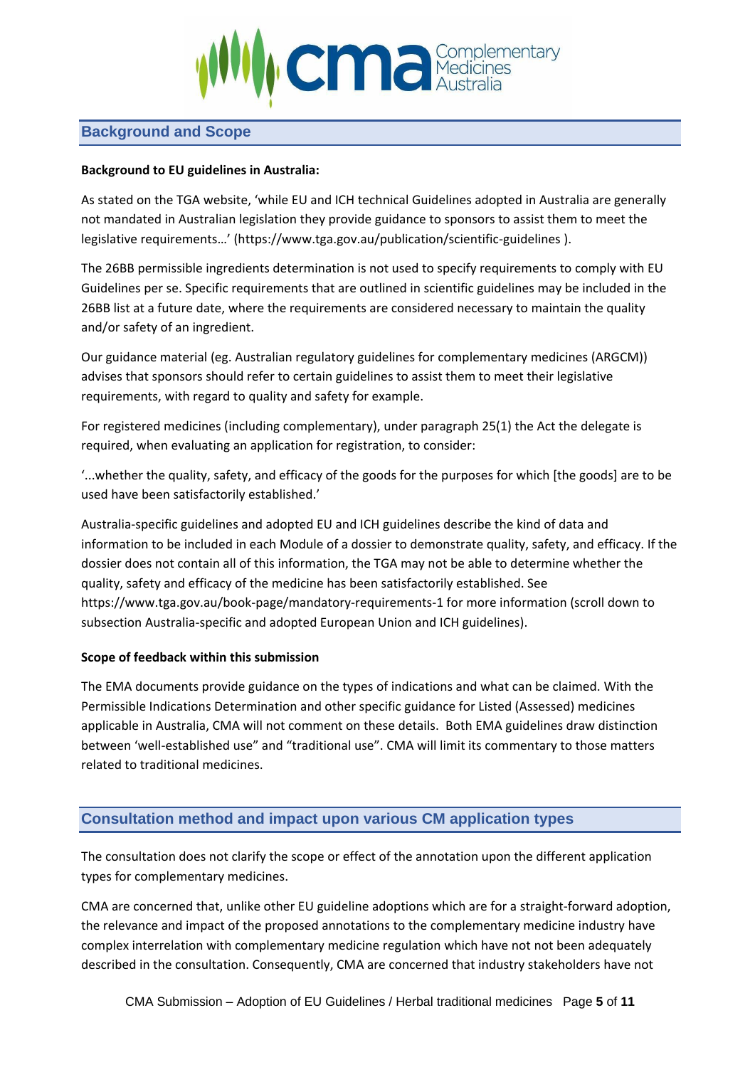## Background and Scope

**Background to EU guidelines in Australia:**

As stated on the TGA website, 'while EU and ICH technical Guidelines adopted in Australia are generally not mandated in Australian legislation they provide guidance to sponsors to assist them to meet the legislative requirements…' (https://www.tga.gov.au/publication/scientific-guidelines ).

The 26BB permissible ingredients determination is not used to specify requirements to comply with EU Guidelines per se. Specific requirements that are outlined in scientific guidelines may be included in the 26BB list at a future date, where the requirements are considered necessary to maintain the quality and/or safety of an ingredient.

Our guidance material (eg. Australian regulatory guidelines for complementary medicines (ARGCM)) advises that sponsors should refer to certain guidelines to assist them to meet their legislative requirements, with regard to quality and safety for example.

For registered medicines (including complementary), under paragraph 25(1) the Act the delegate is required, when evaluating an application for registration, to consider:

'...whether the quality, safety, and efficacy of the goods for the purposes for which [the goods] are to be used have been satisfactorily established.'

Australia-specific guidelines and adopted EU and ICH guidelines describe the kind of data and information to be included in each Module of a dossier to demonstrate quality, safety, and efficacy. If the dossier does not contain all of this information, the TGA may not be able to determine whether the quality, safety and efficacy of the medicine has been satisfactorily established. See https://www.tga.gov.au/book-page/mandatory-requirements-1 for more information (scroll down to subsection Australia-specific and adopted European Union and ICH guidelines).

**Scope of feedback within this submission**

The EMA documents provide guidance on the types of indications and what can be claimed. With the Permissible Indications Determination and other specific guidance for Listed (Assessed) medicines applicable in Australia, CMA will not comment on these details. Both EMA guidelines draw distinction between 'well-established use" and "traditional use". CMA will limit its commentary to those matters related to traditional medicines.

## Consultation method and impact upon various CM application types

The consultation does not clarify the scope or effect of the annotation upon the different application types for complementary medicines.

CMA are concerned that, unlike other EU guideline adoptions which are for a straight-forward adoption, the relevance and impact of the proposed annotations to the complementary medicine industry have complex interrelation with complementary medicine regulation which have not not been adequately described in the consultation. Consequently, CMA are concerned that industry stakeholders have not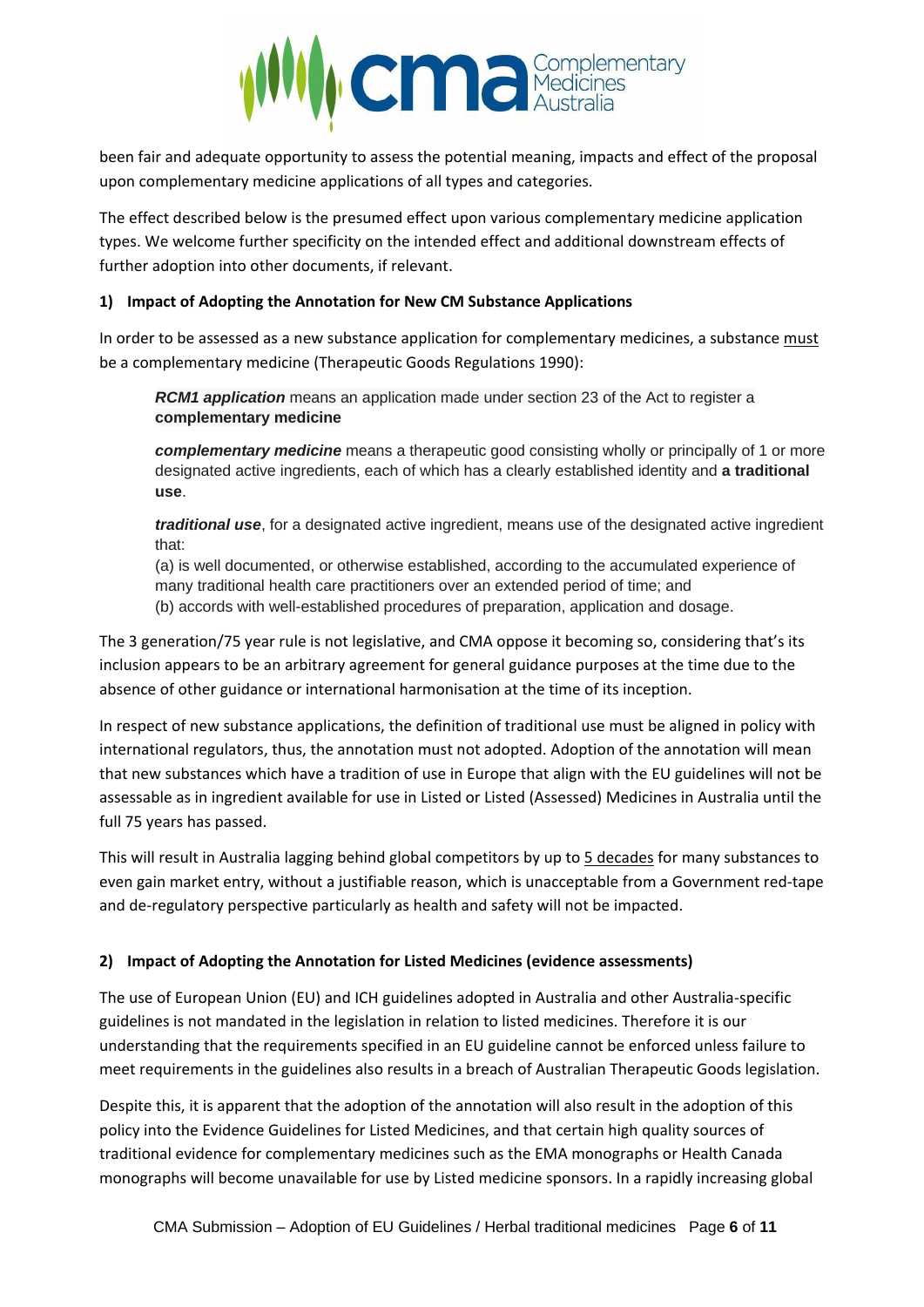been fair and adequate opportunity to assess the potential meaning, impacts and effect of the proposal upon complementary medicine applications of all types and categories.

The effect described below is the presumed effect upon various complementary medicine application types. We welcome further specificity on the intended effect and additional downstream effects of further adoption into other documents, if relevant.

**1) Impact of Adopting the Annotation for New CM Substance Applications**

In order to be assessed as a new substance application for complementary medicines, a substance must be a complementary medicine (Therapeutic Goods Regulations 1990):

> ***RCM1 application*** means an application made under section 23 of the Act to register a **complementary medicine**
>
> ***complementary medicine*** means a therapeutic good consisting wholly or principally of 1 or more designated active ingredients, each of which has a clearly established identity and **a traditional use**.
>
> ***traditional use***, for a designated active ingredient, means use of the designated active ingredient that:
> (a) is well documented, or otherwise established, according to the accumulated experience of many traditional health care practitioners over an extended period of time; and
> (b) accords with well-established procedures of preparation, application and dosage.

The 3 generation/75 year rule is not legislative, and CMA oppose it becoming so, considering that's its inclusion appears to be an arbitrary agreement for general guidance purposes at the time due to the absence of other guidance or international harmonisation at the time of its inception.

In respect of new substance applications, the definition of traditional use must be aligned in policy with international regulators, thus, the annotation must not adopted. Adoption of the annotation will mean that new substances which have a tradition of use in Europe that align with the EU guidelines will not be assessable as in ingredient available for use in Listed or Listed (Assessed) Medicines in Australia until the full 75 years has passed.

This will result in Australia lagging behind global competitors by up to 5 decades for many substances to even gain market entry, without a justifiable reason, which is unacceptable from a Government red-tape and de-regulatory perspective particularly as health and safety will not be impacted.

**2) Impact of Adopting the Annotation for Listed Medicines (evidence assessments)**

The use of European Union (EU) and ICH guidelines adopted in Australia and other Australia-specific guidelines is not mandated in the legislation in relation to listed medicines. Therefore it is our understanding that the requirements specified in an EU guideline cannot be enforced unless failure to meet requirements in the guidelines also results in a breach of Australian Therapeutic Goods legislation.

Despite this, it is apparent that the adoption of the annotation will also result in the adoption of this policy into the Evidence Guidelines for Listed Medicines, and that certain high quality sources of traditional evidence for complementary medicines such as the EMA monographs or Health Canada monographs will become unavailable for use by Listed medicine sponsors. In a rapidly increasing global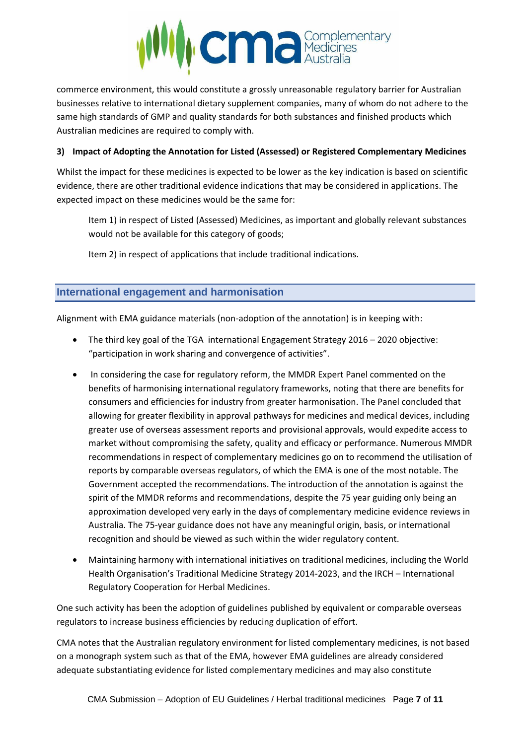commerce environment, this would constitute a grossly unreasonable regulatory barrier for Australian businesses relative to international dietary supplement companies, many of whom do not adhere to the same high standards of GMP and quality standards for both substances and finished products which Australian medicines are required to comply with.

**3) Impact of Adopting the Annotation for Listed (Assessed) or Registered Complementary Medicines**

Whilst the impact for these medicines is expected to be lower as the key indication is based on scientific evidence, there are other traditional evidence indications that may be considered in applications. The expected impact on these medicines would be the same for:

> Item 1) in respect of Listed (Assessed) Medicines, as important and globally relevant substances would not be available for this category of goods;
>
> Item 2) in respect of applications that include traditional indications.

## International engagement and harmonisation

Alignment with EMA guidance materials (non-adoption of the annotation) is in keeping with:

- The third key goal of the TGA international Engagement Strategy 2016 – 2020 objective: "participation in work sharing and convergence of activities".
- In considering the case for regulatory reform, the MMDR Expert Panel commented on the benefits of harmonising international regulatory frameworks, noting that there are benefits for consumers and efficiencies for industry from greater harmonisation. The Panel concluded that allowing for greater flexibility in approval pathways for medicines and medical devices, including greater use of overseas assessment reports and provisional approvals, would expedite access to market without compromising the safety, quality and efficacy or performance. Numerous MMDR recommendations in respect of complementary medicines go on to recommend the utilisation of reports by comparable overseas regulators, of which the EMA is one of the most notable. The Government accepted the recommendations. The introduction of the annotation is against the spirit of the MMDR reforms and recommendations, despite the 75 year guiding only being an approximation developed very early in the days of complementary medicine evidence reviews in Australia. The 75-year guidance does not have any meaningful origin, basis, or international recognition and should be viewed as such within the wider regulatory content.
- Maintaining harmony with international initiatives on traditional medicines, including the World Health Organisation's Traditional Medicine Strategy 2014-2023, and the IRCH – International Regulatory Cooperation for Herbal Medicines.

One such activity has been the adoption of guidelines published by equivalent or comparable overseas regulators to increase business efficiencies by reducing duplication of effort.

CMA notes that the Australian regulatory environment for listed complementary medicines, is not based on a monograph system such as that of the EMA, however EMA guidelines are already considered adequate substantiating evidence for listed complementary medicines and may also constitute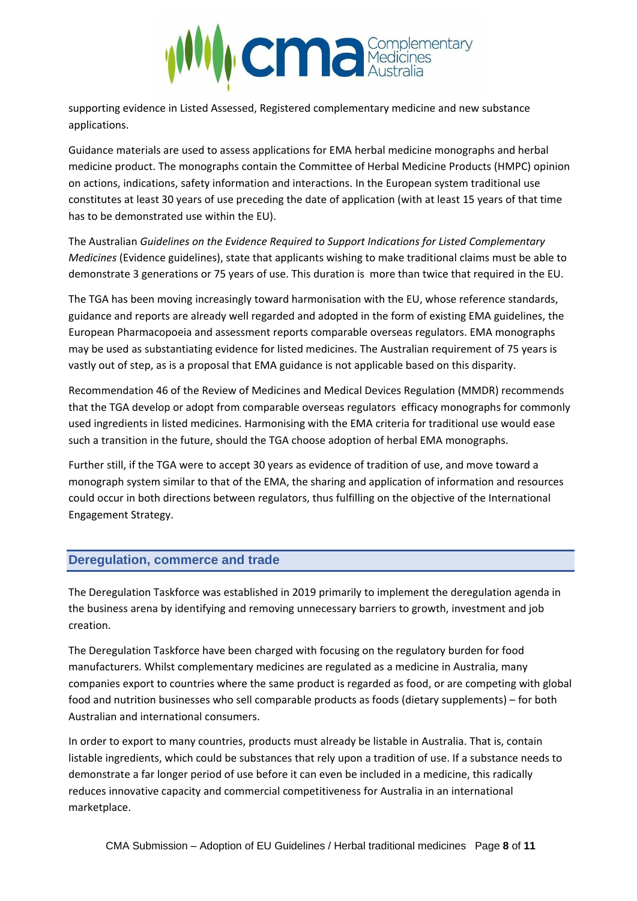supporting evidence in Listed Assessed, Registered complementary medicine and new substance applications.

Guidance materials are used to assess applications for EMA herbal medicine monographs and herbal medicine product. The monographs contain the Committee of Herbal Medicine Products (HMPC) opinion on actions, indications, safety information and interactions. In the European system traditional use constitutes at least 30 years of use preceding the date of application (with at least 15 years of that time has to be demonstrated use within the EU).

The Australian *Guidelines on the Evidence Required to Support Indications for Listed Complementary Medicines* (Evidence guidelines), state that applicants wishing to make traditional claims must be able to demonstrate 3 generations or 75 years of use. This duration is more than twice that required in the EU.

The TGA has been moving increasingly toward harmonisation with the EU, whose reference standards, guidance and reports are already well regarded and adopted in the form of existing EMA guidelines, the European Pharmacopoeia and assessment reports comparable overseas regulators. EMA monographs may be used as substantiating evidence for listed medicines. The Australian requirement of 75 years is vastly out of step, as is a proposal that EMA guidance is not applicable based on this disparity.

Recommendation 46 of the Review of Medicines and Medical Devices Regulation (MMDR) recommends that the TGA develop or adopt from comparable overseas regulators efficacy monographs for commonly used ingredients in listed medicines. Harmonising with the EMA criteria for traditional use would ease such a transition in the future, should the TGA choose adoption of herbal EMA monographs.

Further still, if the TGA were to accept 30 years as evidence of tradition of use, and move toward a monograph system similar to that of the EMA, the sharing and application of information and resources could occur in both directions between regulators, thus fulfilling on the objective of the International Engagement Strategy.

## Deregulation, commerce and trade

The Deregulation Taskforce was established in 2019 primarily to implement the deregulation agenda in the business arena by identifying and removing unnecessary barriers to growth, investment and job creation.

The Deregulation Taskforce have been charged with focusing on the regulatory burden for food manufacturers. Whilst complementary medicines are regulated as a medicine in Australia, many companies export to countries where the same product is regarded as food, or are competing with global food and nutrition businesses who sell comparable products as foods (dietary supplements) – for both Australian and international consumers.

In order to export to many countries, products must already be listable in Australia. That is, contain listable ingredients, which could be substances that rely upon a tradition of use. If a substance needs to demonstrate a far longer period of use before it can even be included in a medicine, this radically reduces innovative capacity and commercial competitiveness for Australia in an international marketplace.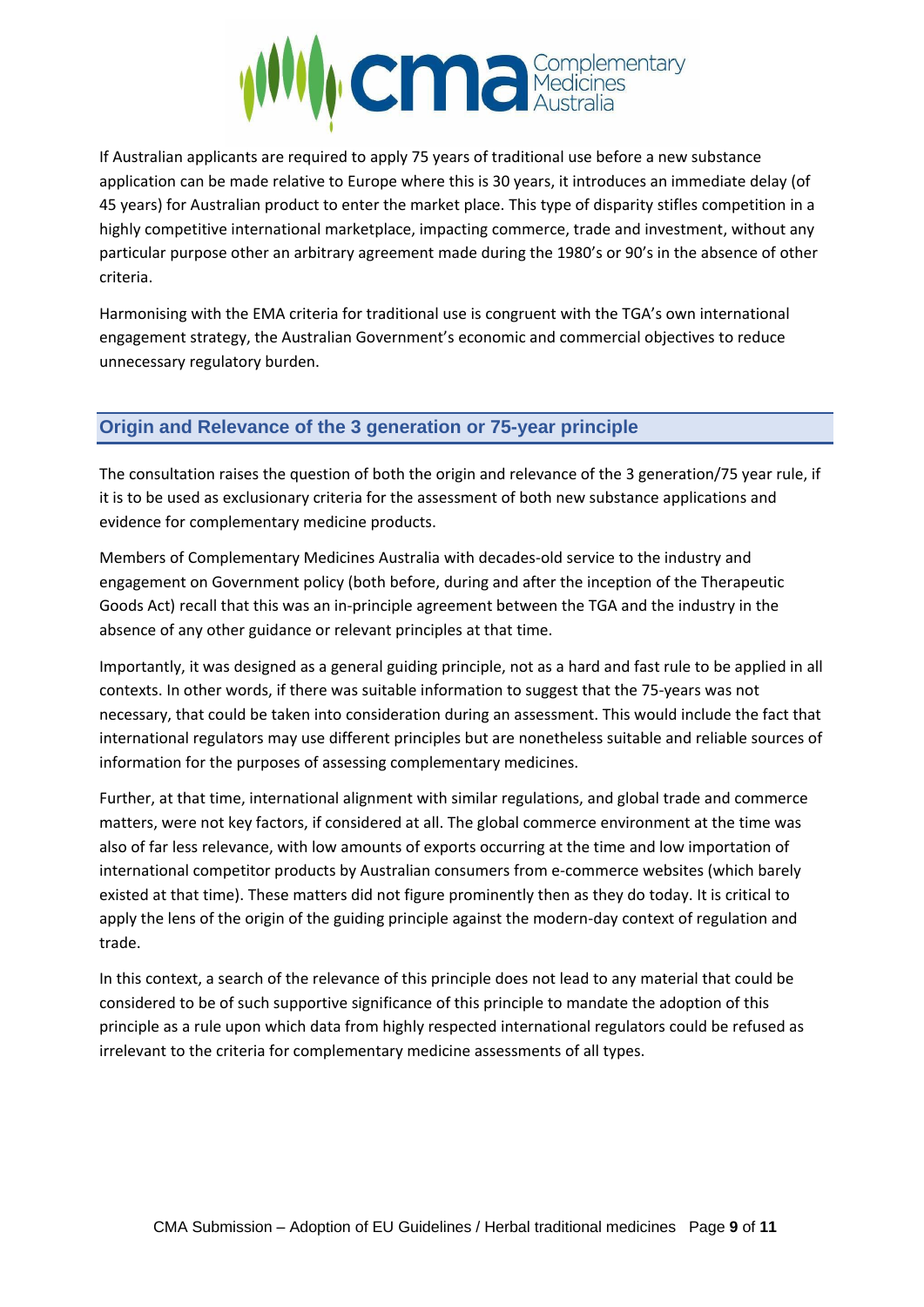If Australian applicants are required to apply 75 years of traditional use before a new substance application can be made relative to Europe where this is 30 years, it introduces an immediate delay (of 45 years) for Australian product to enter the market place. This type of disparity stifles competition in a highly competitive international marketplace, impacting commerce, trade and investment, without any particular purpose other an arbitrary agreement made during the 1980's or 90's in the absence of other criteria.

Harmonising with the EMA criteria for traditional use is congruent with the TGA's own international engagement strategy, the Australian Government's economic and commercial objectives to reduce unnecessary regulatory burden.

## Origin and Relevance of the 3 generation or 75-year principle

The consultation raises the question of both the origin and relevance of the 3 generation/75 year rule, if it is to be used as exclusionary criteria for the assessment of both new substance applications and evidence for complementary medicine products.

Members of Complementary Medicines Australia with decades-old service to the industry and engagement on Government policy (both before, during and after the inception of the Therapeutic Goods Act) recall that this was an in-principle agreement between the TGA and the industry in the absence of any other guidance or relevant principles at that time.

Importantly, it was designed as a general guiding principle, not as a hard and fast rule to be applied in all contexts. In other words, if there was suitable information to suggest that the 75-years was not necessary, that could be taken into consideration during an assessment. This would include the fact that international regulators may use different principles but are nonetheless suitable and reliable sources of information for the purposes of assessing complementary medicines.

Further, at that time, international alignment with similar regulations, and global trade and commerce matters, were not key factors, if considered at all. The global commerce environment at the time was also of far less relevance, with low amounts of exports occurring at the time and low importation of international competitor products by Australian consumers from e-commerce websites (which barely existed at that time). These matters did not figure prominently then as they do today. It is critical to apply the lens of the origin of the guiding principle against the modern-day context of regulation and trade.

In this context, a search of the relevance of this principle does not lead to any material that could be considered to be of such supportive significance of this principle to mandate the adoption of this principle as a rule upon which data from highly respected international regulators could be refused as irrelevant to the criteria for complementary medicine assessments of all types.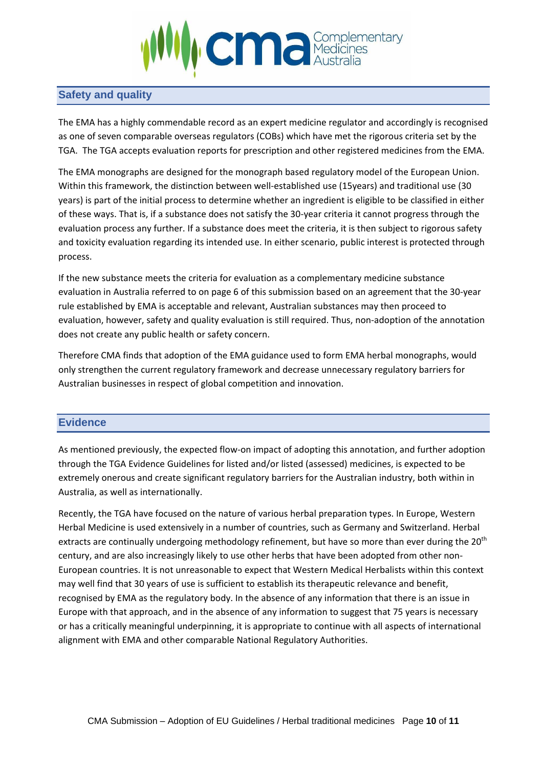## Safety and quality

The EMA has a highly commendable record as an expert medicine regulator and accordingly is recognised as one of seven comparable overseas regulators (COBs) which have met the rigorous criteria set by the TGA. The TGA accepts evaluation reports for prescription and other registered medicines from the EMA.

The EMA monographs are designed for the monograph based regulatory model of the European Union. Within this framework, the distinction between well-established use (15years) and traditional use (30 years) is part of the initial process to determine whether an ingredient is eligible to be classified in either of these ways. That is, if a substance does not satisfy the 30-year criteria it cannot progress through the evaluation process any further. If a substance does meet the criteria, it is then subject to rigorous safety and toxicity evaluation regarding its intended use. In either scenario, public interest is protected through process.

If the new substance meets the criteria for evaluation as a complementary medicine substance evaluation in Australia referred to on page 6 of this submission based on an agreement that the 30-year rule established by EMA is acceptable and relevant, Australian substances may then proceed to evaluation, however, safety and quality evaluation is still required. Thus, non-adoption of the annotation does not create any public health or safety concern.

Therefore CMA finds that adoption of the EMA guidance used to form EMA herbal monographs, would only strengthen the current regulatory framework and decrease unnecessary regulatory barriers for Australian businesses in respect of global competition and innovation.

## Evidence

As mentioned previously, the expected flow-on impact of adopting this annotation, and further adoption through the TGA Evidence Guidelines for listed and/or listed (assessed) medicines, is expected to be extremely onerous and create significant regulatory barriers for the Australian industry, both within in Australia, as well as internationally.

Recently, the TGA have focused on the nature of various herbal preparation types. In Europe, Western Herbal Medicine is used extensively in a number of countries, such as Germany and Switzerland. Herbal extracts are continually undergoing methodology refinement, but have so more than ever during the 20th century, and are also increasingly likely to use other herbs that have been adopted from other non-European countries. It is not unreasonable to expect that Western Medical Herbalists within this context may well find that 30 years of use is sufficient to establish its therapeutic relevance and benefit, recognised by EMA as the regulatory body. In the absence of any information that there is an issue in Europe with that approach, and in the absence of any information to suggest that 75 years is necessary or has a critically meaningful underpinning, it is appropriate to continue with all aspects of international alignment with EMA and other comparable National Regulatory Authorities.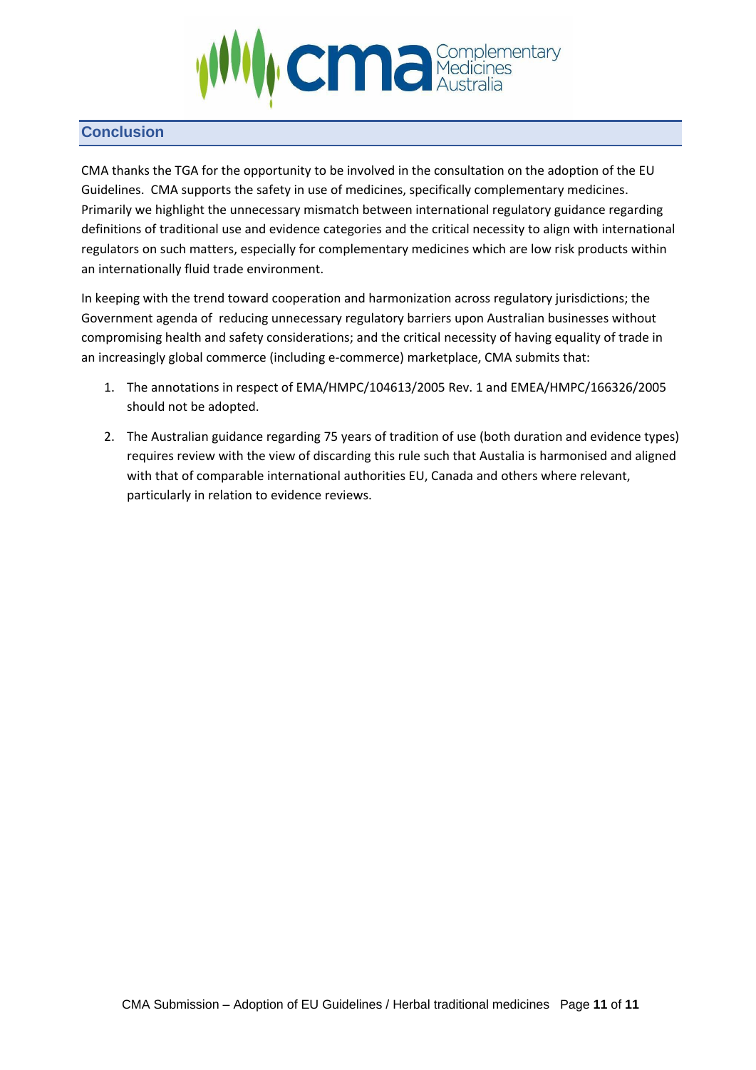## Conclusion

CMA thanks the TGA for the opportunity to be involved in the consultation on the adoption of the EU Guidelines. CMA supports the safety in use of medicines, specifically complementary medicines. Primarily we highlight the unnecessary mismatch between international regulatory guidance regarding definitions of traditional use and evidence categories and the critical necessity to align with international regulators on such matters, especially for complementary medicines which are low risk products within an internationally fluid trade environment.

In keeping with the trend toward cooperation and harmonization across regulatory jurisdictions; the Government agenda of reducing unnecessary regulatory barriers upon Australian businesses without compromising health and safety considerations; and the critical necessity of having equality of trade in an increasingly global commerce (including e-commerce) marketplace, CMA submits that:

1. The annotations in respect of EMA/HMPC/104613/2005 Rev. 1 and EMEA/HMPC/166326/2005 should not be adopted.
2. The Australian guidance regarding 75 years of tradition of use (both duration and evidence types) requires review with the view of discarding this rule such that Austalia is harmonised and aligned with that of comparable international authorities EU, Canada and others where relevant, particularly in relation to evidence reviews.